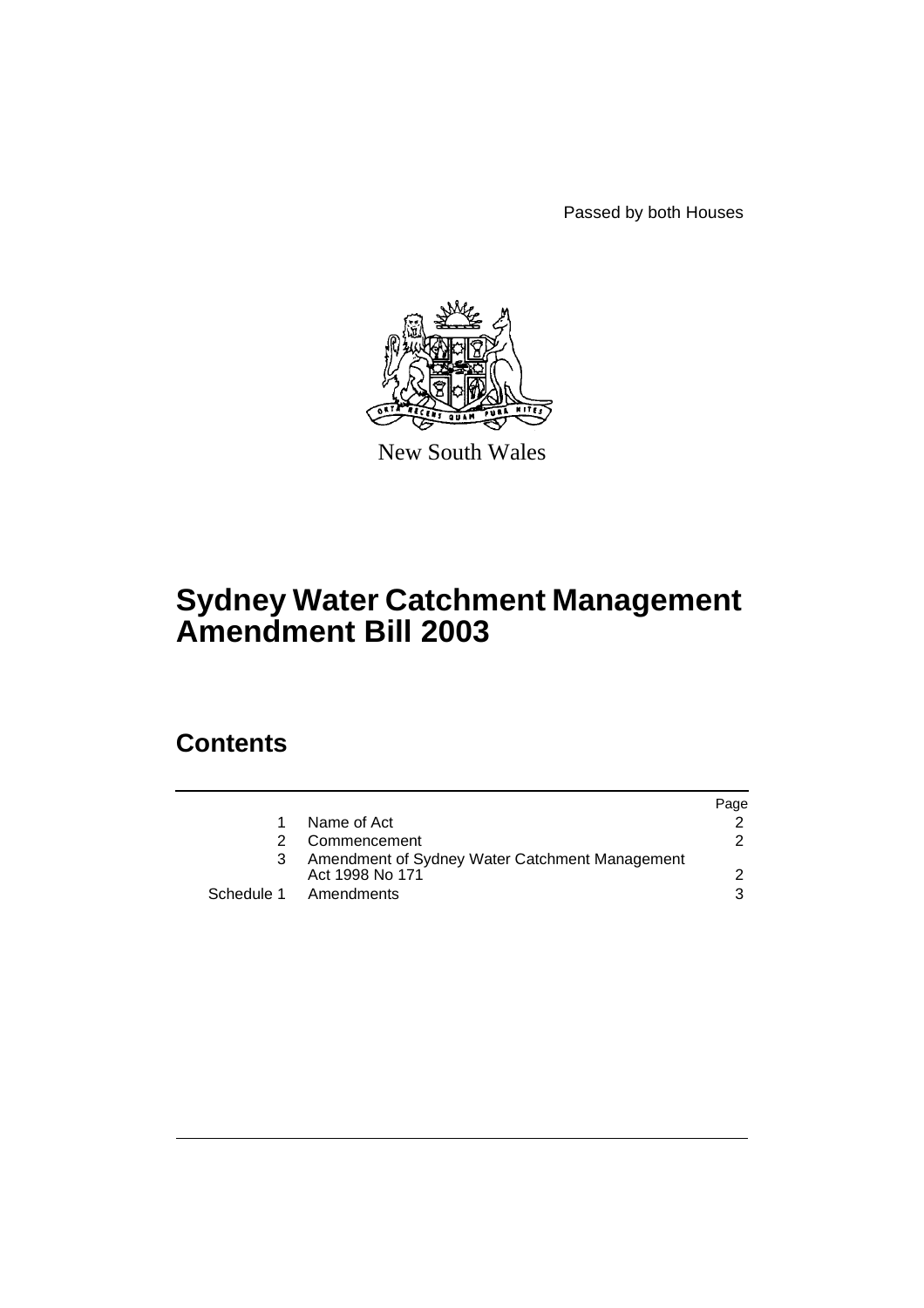Passed by both Houses

New South Wales

# Sydney Water Catchment Management Amendment Bill 2003

## Contents

| | | Page |
|---|---|---|
| 1 | Name of Act | 2 |
| 2 | Commencement | 2 |
| 3 | Amendment of Sydney Water Catchment Management Act 1998 No 171 | 2 |
| Schedule 1 | Amendments | 3 |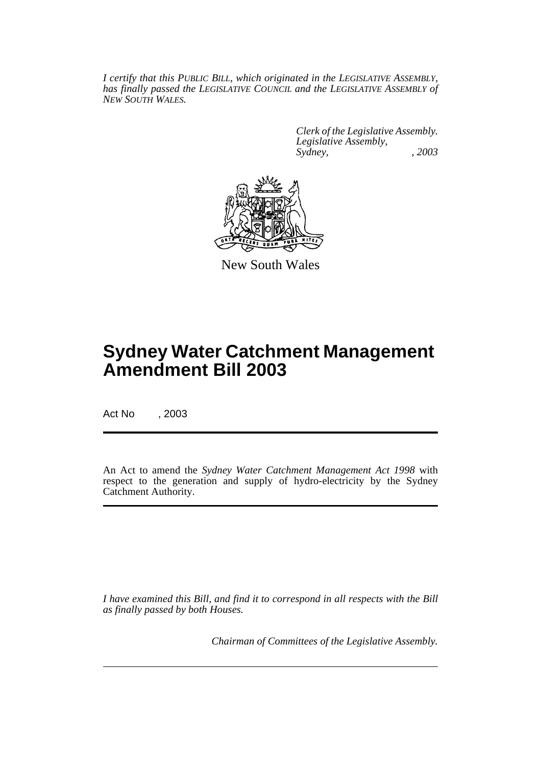*I certify that this PUBLIC BILL, which originated in the LEGISLATIVE ASSEMBLY, has finally passed the LEGISLATIVE COUNCIL and the LEGISLATIVE ASSEMBLY of NEW SOUTH WALES.*

*Clerk of the Legislative Assembly.*
*Legislative Assembly,*
*Sydney, , 2003*

New South Wales

# Sydney Water Catchment Management Amendment Bill 2003

Act No , 2003

An Act to amend the *Sydney Water Catchment Management Act 1998* with respect to the generation and supply of hydro-electricity by the Sydney Catchment Authority.

*I have examined this Bill, and find it to correspond in all respects with the Bill as finally passed by both Houses.*

*Chairman of Committees of the Legislative Assembly.*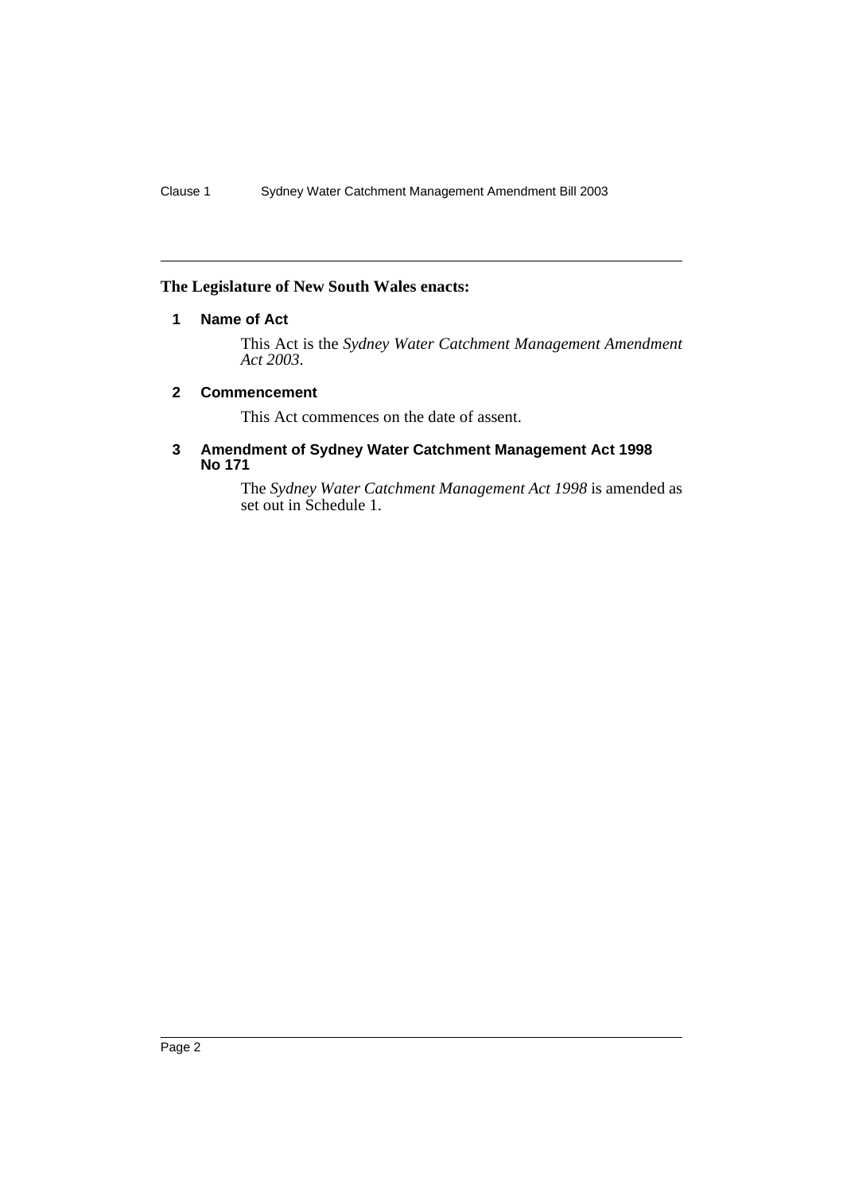**The Legislature of New South Wales enacts:**

### 1 Name of Act

This Act is the *Sydney Water Catchment Management Amendment Act 2003*.

### 2 Commencement

This Act commences on the date of assent.

### 3 Amendment of Sydney Water Catchment Management Act 1998 No 171

The *Sydney Water Catchment Management Act 1998* is amended as set out in Schedule 1.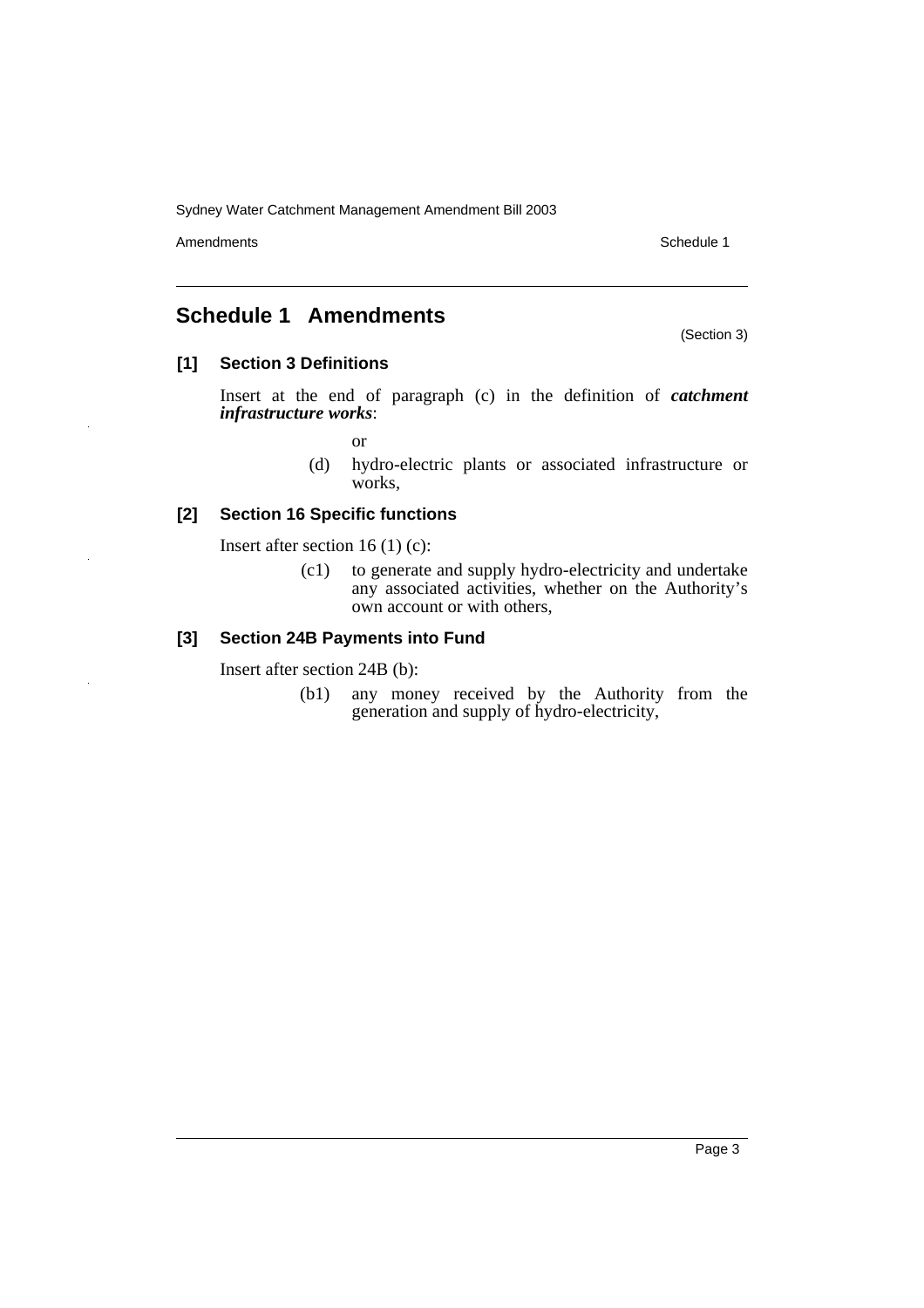## Schedule 1 Amendments

(Section 3)

### [1] Section 3 Definitions

Insert at the end of paragraph (c) in the definition of ***catchment infrastructure works***:

or

(d) hydro-electric plants or associated infrastructure or works,

### [2] Section 16 Specific functions

Insert after section 16 (1) (c):

(c1) to generate and supply hydro-electricity and undertake any associated activities, whether on the Authority's own account or with others,

### [3] Section 24B Payments into Fund

Insert after section 24B (b):

(b1) any money received by the Authority from the generation and supply of hydro-electricity,